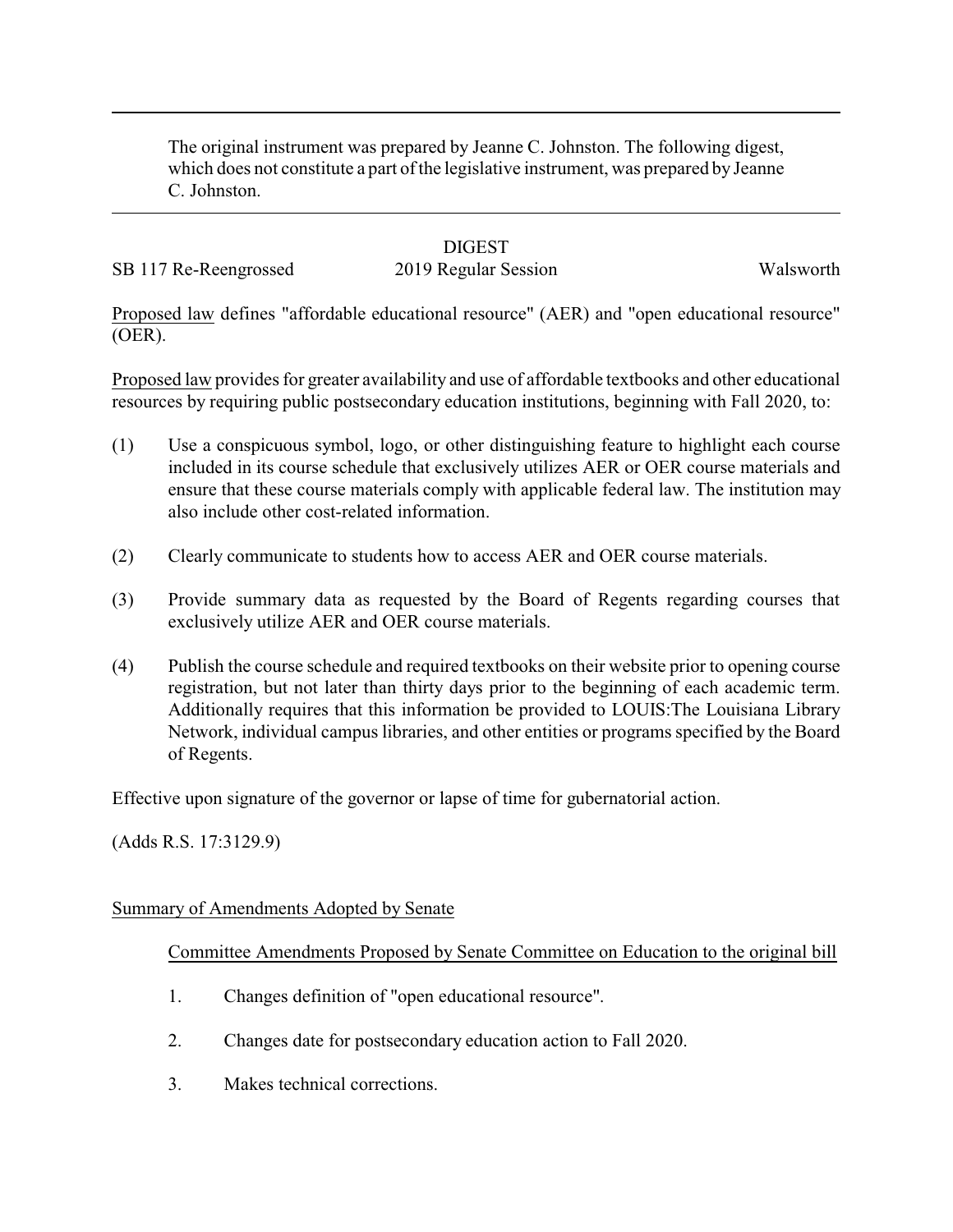The original instrument was prepared by Jeanne C. Johnston. The following digest, which does not constitute a part of the legislative instrument, was prepared by Jeanne C. Johnston.

DIGEST

SB 117 Re-Reengrossed | 2019 Regular Session | Walsworth

Proposed law defines "affordable educational resource" (AER) and "open educational resource" (OER).

Proposed law provides for greater availability and use of affordable textbooks and other educational resources by requiring public postsecondary education institutions, beginning with Fall 2020, to:

(1) Use a conspicuous symbol, logo, or other distinguishing feature to highlight each course included in its course schedule that exclusively utilizes AER or OER course materials and ensure that these course materials comply with applicable federal law. The institution may also include other cost-related information.

(2) Clearly communicate to students how to access AER and OER course materials.

(3) Provide summary data as requested by the Board of Regents regarding courses that exclusively utilize AER and OER course materials.

(4) Publish the course schedule and required textbooks on their website prior to opening course registration, but not later than thirty days prior to the beginning of each academic term. Additionally requires that this information be provided to LOUIS:The Louisiana Library Network, individual campus libraries, and other entities or programs specified by the Board of Regents.

Effective upon signature of the governor or lapse of time for gubernatorial action.

(Adds R.S. 17:3129.9)

Summary of Amendments Adopted by Senate

Committee Amendments Proposed by Senate Committee on Education to the original bill

1. Changes definition of "open educational resource".
2. Changes date for postsecondary education action to Fall 2020.
3. Makes technical corrections.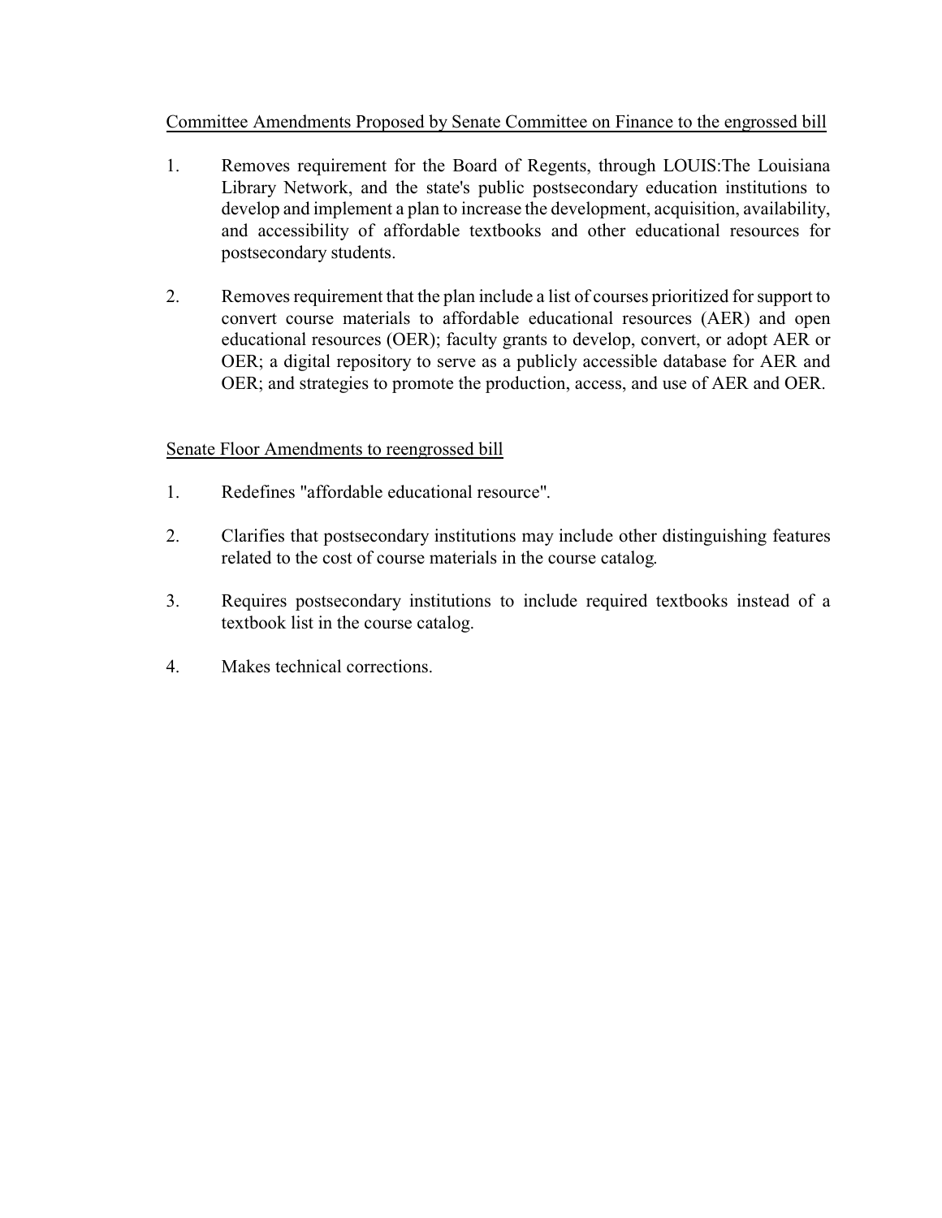Committee Amendments Proposed by Senate Committee on Finance to the engrossed bill

1. Removes requirement for the Board of Regents, through LOUIS:The Louisiana Library Network, and the state's public postsecondary education institutions to develop and implement a plan to increase the development, acquisition, availability, and accessibility of affordable textbooks and other educational resources for postsecondary students.

2. Removes requirement that the plan include a list of courses prioritized for support to convert course materials to affordable educational resources (AER) and open educational resources (OER); faculty grants to develop, convert, or adopt AER or OER; a digital repository to serve as a publicly accessible database for AER and OER; and strategies to promote the production, access, and use of AER and OER.

Senate Floor Amendments to reengrossed bill

1. Redefines "affordable educational resource".

2. Clarifies that postsecondary institutions may include other distinguishing features related to the cost of course materials in the course catalog.

3. Requires postsecondary institutions to include required textbooks instead of a textbook list in the course catalog.

4. Makes technical corrections.